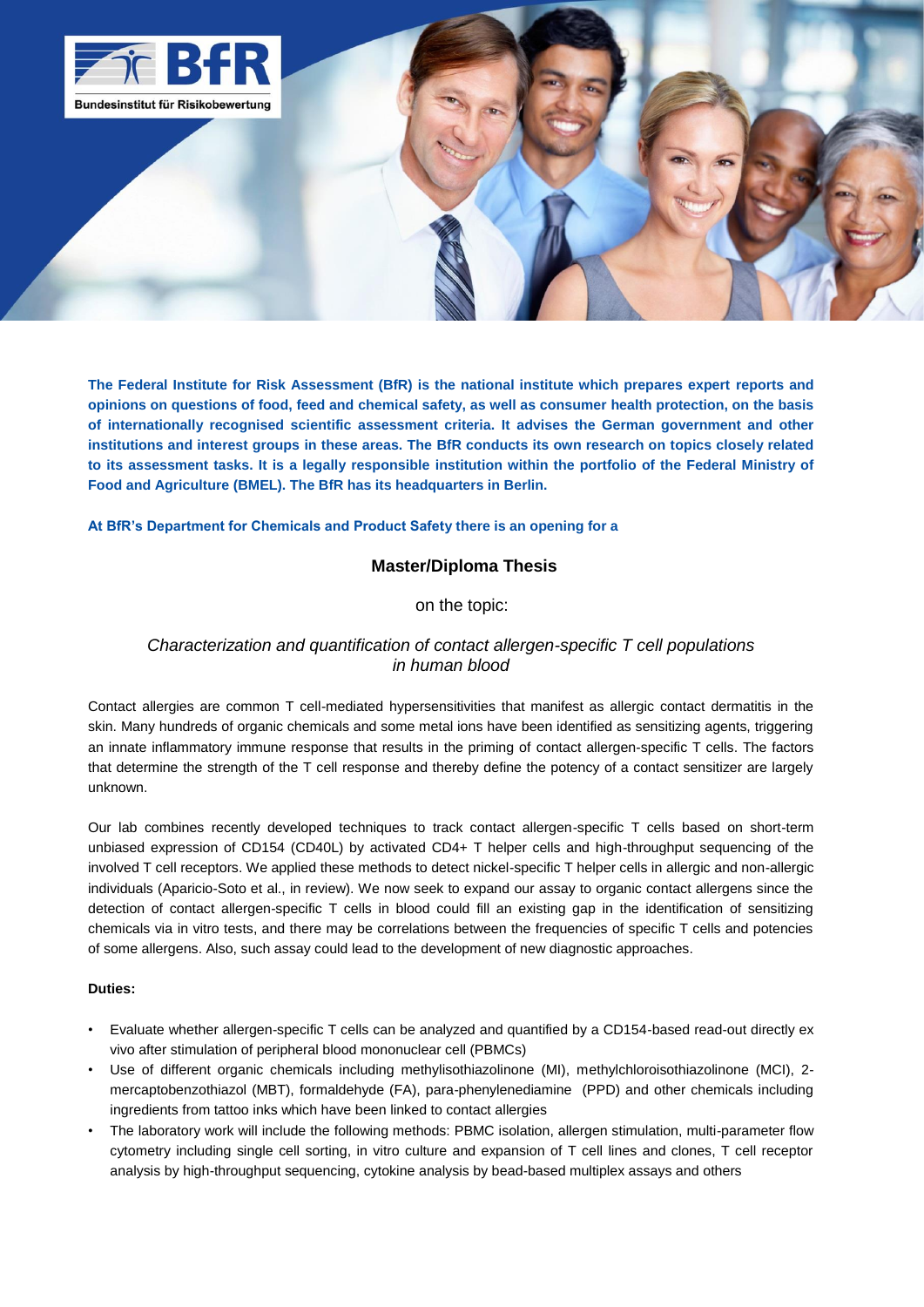**The Federal Institute for Risk Assessment (BfR) is the national institute which prepares expert reports and opinions on questions of food, feed and chemical safety, as well as consumer health protection, on the basis of internationally recognised scientific assessment criteria. It advises the German government and other institutions and interest groups in these areas. The BfR conducts its own research on topics closely related to its assessment tasks. It is a legally responsible institution within the portfolio of the Federal Ministry of Food and Agriculture (BMEL). The BfR has its headquarters in Berlin.**

**At BfR's Department for Chemicals and Product Safety there is an opening for a**

## Master/Diploma Thesis

on the topic:

### *Characterization and quantification of contact allergen-specific T cell populations in human blood*

Contact allergies are common T cell-mediated hypersensitivities that manifest as allergic contact dermatitis in the skin. Many hundreds of organic chemicals and some metal ions have been identified as sensitizing agents, triggering an innate inflammatory immune response that results in the priming of contact allergen-specific T cells. The factors that determine the strength of the T cell response and thereby define the potency of a contact sensitizer are largely unknown.

Our lab combines recently developed techniques to track contact allergen-specific T cells based on short-term unbiased expression of CD154 (CD40L) by activated CD4+ T helper cells and high-throughput sequencing of the involved T cell receptors. We applied these methods to detect nickel-specific T helper cells in allergic and non-allergic individuals (Aparicio-Soto et al., in review). We now seek to expand our assay to organic contact allergens since the detection of contact allergen-specific T cells in blood could fill an existing gap in the identification of sensitizing chemicals via in vitro tests, and there may be correlations between the frequencies of specific T cells and potencies of some allergens. Also, such assay could lead to the development of new diagnostic approaches.

**Duties:**

- Evaluate whether allergen-specific T cells can be analyzed and quantified by a CD154-based read-out directly ex vivo after stimulation of peripheral blood mononuclear cell (PBMCs)
- Use of different organic chemicals including methylisothiazolinone (MI), methylchloroisothiazolinone (MCI), 2-mercaptobenzothiazol (MBT), formaldehyde (FA), para-phenylenediamine (PPD) and other chemicals including ingredients from tattoo inks which have been linked to contact allergies
- The laboratory work will include the following methods: PBMC isolation, allergen stimulation, multi-parameter flow cytometry including single cell sorting, in vitro culture and expansion of T cell lines and clones, T cell receptor analysis by high-throughput sequencing, cytokine analysis by bead-based multiplex assays and others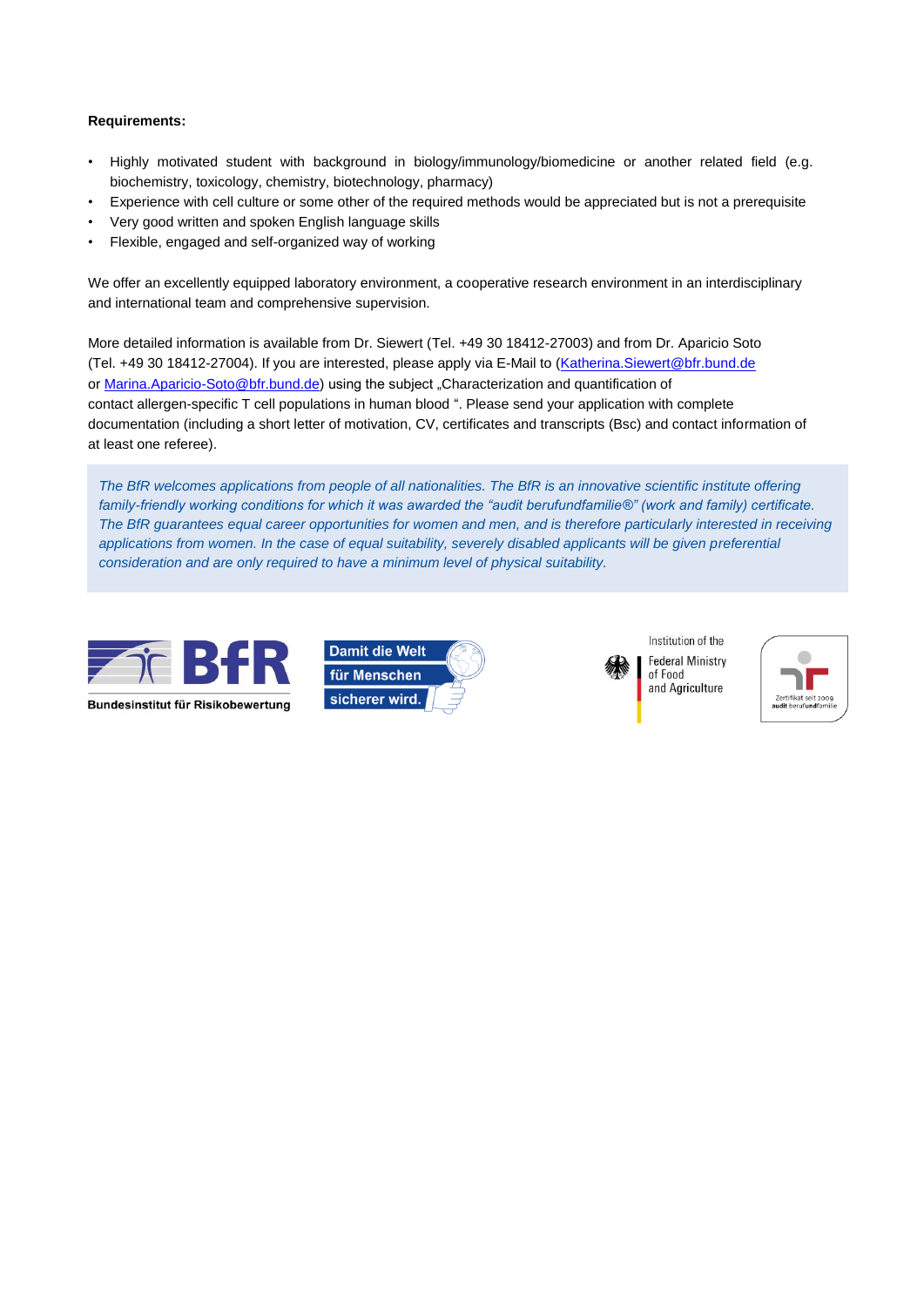**Requirements:**

- Highly motivated student with background in biology/immunology/biomedicine or another related field (e.g. biochemistry, toxicology, chemistry, biotechnology, pharmacy)
- Experience with cell culture or some other of the required methods would be appreciated but is not a prerequisite
- Very good written and spoken English language skills
- Flexible, engaged and self-organized way of working

We offer an excellently equipped laboratory environment, a cooperative research environment in an interdisciplinary and international team and comprehensive supervision.

More detailed information is available from Dr. Siewert (Tel. +49 30 18412-27003) and from Dr. Aparicio Soto (Tel. +49 30 18412-27004). If you are interested, please apply via E-Mail to (Katherina.Siewert@bfr.bund.de or Marina.Aparicio-Soto@bfr.bund.de) using the subject „Characterization and quantification of contact allergen-specific T cell populations in human blood “. Please send your application with complete documentation (including a short letter of motivation, CV, certificates and transcripts (Bsc) and contact information of at least one referee).

*The BfR welcomes applications from people of all nationalities. The BfR is an innovative scientific institute offering family-friendly working conditions for which it was awarded the "audit berufundfamilie®" (work and family) certificate. The BfR guarantees equal career opportunities for women and men, and is therefore particularly interested in receiving applications from women. In the case of equal suitability, severely disabled applicants will be given preferential consideration and are only required to have a minimum level of physical suitability.*

BfR Bundesinstitut für Risikobewertung

Damit die Welt für Menschen sicherer wird.

Institution of the Federal Ministry of Food and Agriculture

Zertifikat seit 2009 audit berufundfamilie